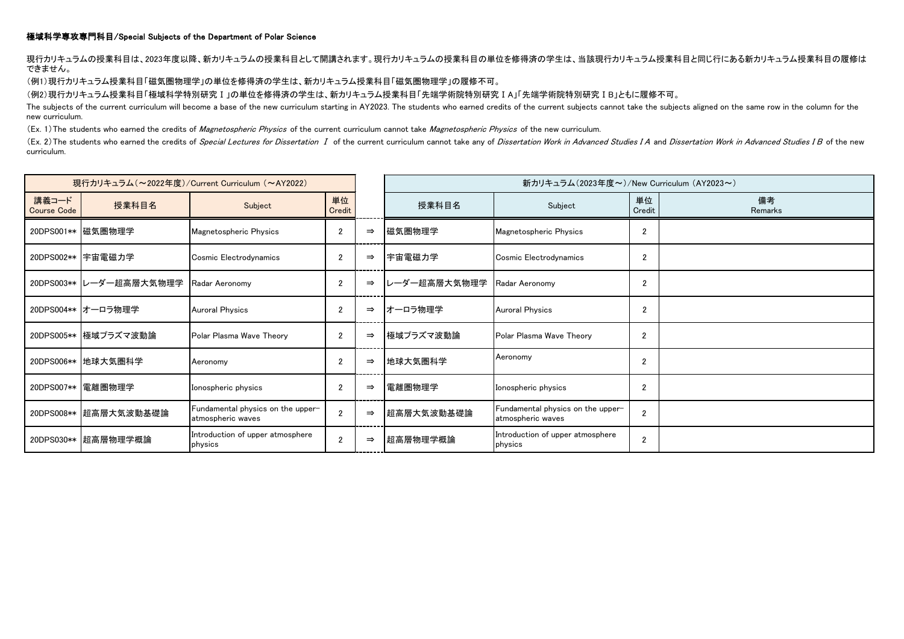**極域科学専攻専門科目/Special Subjects of the Department of Polar Science**

現行カリキュラムの授業科目は、2023年度以降、新カリキュラムの授業科目として開講されます。現行カリキュラムの授業科目の単位を修得済の学生は、当該現行カリキュラム授業科目と同じ行にある新カリキュラム授業科目の履修はできません。

（例1）現行カリキュラム授業科目「磁気圏物理学」の単位を修得済の学生は、新カリキュラム授業科目「磁気圏物理学」の履修不可。

（例2）現行カリキュラム授業科目「極域科学特別研究Ⅰ」の単位を修得済の学生は、新カリキュラム授業科目「先端学術院特別研究ⅠA」「先端学術院特別研究ⅠB」ともに履修不可。

The subjects of the current curriculum will become a base of the new curriculum starting in AY2023. The students who earned credits of the current subjects cannot take the subjects aligned on the same row in the column for the new curriculum.

(Ex. 1) The students who earned the credits of *Magnetospheric Physics* of the current curriculum cannot take *Magnetospheric Physics* of the new curriculum.

(Ex. 2) The students who earned the credits of *Special Lectures for Dissertation Ⅰ* of the current curriculum cannot take any of *Dissertation Work in Advanced Studies I A* and *Dissertation Work in Advanced Studies I B* of the new curriculum.

| 現行カリキュラム（～2022年度）/Current Curriculum (～AY2022) | | | | | 新カリキュラム（2023年度～）/New Curriculum (AY2023～) | | | |
|---|---|---|---|---|---|---|---|---|
| 講義コード Course Code | 授業科目名 | Subject | 単位 Credit | | 授業科目名 | Subject | 単位 Credit | 備考 Remarks |
| 20DPS001** | 磁気圏物理学 | Magnetospheric Physics | 2 | ⇒ | 磁気圏物理学 | Magnetospheric Physics | 2 | |
| 20DPS002** | 宇宙電磁力学 | Cosmic Electrodynamics | 2 | ⇒ | 宇宙電磁力学 | Cosmic Electrodynamics | 2 | |
| 20DPS003** | レーダー超高層大気物理学 | Radar Aeronomy | 2 | ⇒ | レーダー超高層大気物理学 | Radar Aeronomy | 2 | |
| 20DPS004** | オーロラ物理学 | Auroral Physics | 2 | ⇒ | オーロラ物理学 | Auroral Physics | 2 | |
| 20DPS005** | 極域プラズマ波動論 | Polar Plasma Wave Theory | 2 | ⇒ | 極域プラズマ波動論 | Polar Plasma Wave Theory | 2 | |
| 20DPS006** | 地球大気圏科学 | Aeronomy | 2 | ⇒ | 地球大気圏科学 | Aeronomy | 2 | |
| 20DPS007** | 電離圏物理学 | Ionospheric physics | 2 | ⇒ | 電離圏物理学 | Ionospheric physics | 2 | |
| 20DPS008** | 超高層大気波動基礎論 | Fundamental physics on the upper-atmospheric waves | 2 | ⇒ | 超高層大気波動基礎論 | Fundamental physics on the upper-atmospheric waves | 2 | |
| 20DPS030** | 超高層物理学概論 | Introduction of upper atmosphere physics | 2 | ⇒ | 超高層物理学概論 | Introduction of upper atmosphere physics | 2 | |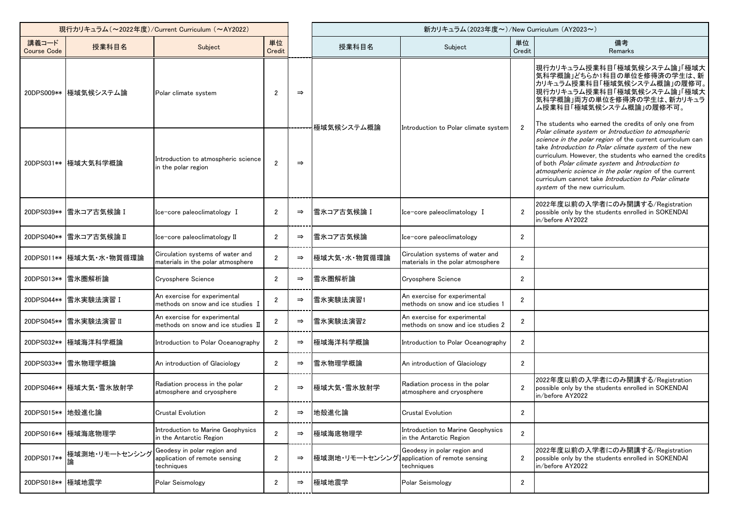| 現行カリキュラム（～2022年度）/Current Curriculum（～AY2022） | | | | | 新カリキュラム（2023年度～）/New Curriculum（AY2023～） | | | |
|---|---|---|---|---|---|---|---|---|
| 講義コード Course Code | 授業科目名 | Subject | 単位 Credit | | 授業科目名 | Subject | 単位 Credit | 備考 Remarks |
| 20DPS009** | 極域気候システム論 | Polar climate system | 2 | ⇒ | 極域気候システム概論 | Introduction to Polar climate system | 2 | 現行カリキュラム授業科目「極域気候システム論」「極域大気科学概論」どちらか1科目の単位を修得済の学生は、新カリキュラム授業科目「極域気候システム概論」の履修可。現行カリキュラム授業科目「極域気候システム論」「極域大気科学概論」両方の単位を修得済の学生は、新カリキュラム授業科目「極域気候システム概論」の履修不可。<br><br>The students who earned the credits of only one from *Polar climate system* or *Introduction to atmospheric science in the polar region* of the current curriculum can take *Introduction to Polar climate system* of the new curriculum. However, the students who earned the credits of both *Polar climate system* and *Introduction to atmospheric science in the polar region* of the current curriculum cannot take *Introduction to Polar climate system* of the new curriculum. |
| 20DPS031** | 極域大気科学概論 | Introduction to atmospheric science in the polar region | 2 | ⇒ | | | | |
| 20DPS039** | 雪氷コア古気候論Ⅰ | Ice-core paleoclimatology Ⅰ | 2 | ⇒ | 雪氷コア古気候論Ⅰ | Ice-core paleoclimatology Ⅰ | 2 | 2022年度以前の入学者にのみ開講する/Registration possible only by the students enrolled in SOKENDAI in/before AY2022 |
| 20DPS040** | 雪氷コア古気候論Ⅱ | Ice-core paleoclimatology Ⅱ | 2 | ⇒ | 雪氷コア古気候論 | Ice-core paleoclimatology | 2 | |
| 20DPS011** | 極域大気・水・物質循環論 | Circulation systems of water and materials in the polar atmosphere | 2 | ⇒ | 極域大気・水・物質循環論 | Circulation systems of water and materials in the polar atmosphere | 2 | |
| 20DPS013** | 雪氷圏解析論 | Cryosphere Science | 2 | ⇒ | 雪氷圏解析論 | Cryosphere Science | 2 | |
| 20DPS044** | 雪氷実験法演習Ⅰ | An exercise for experimental methods on snow and ice studies Ⅰ | 2 | ⇒ | 雪氷実験法演習1 | An exercise for experimental methods on snow and ice studies 1 | 2 | |
| 20DPS045** | 雪氷実験法演習Ⅱ | An exercise for experimental methods on snow and ice studies Ⅱ | 2 | ⇒ | 雪氷実験法演習2 | An exercise for experimental methods on snow and ice studies 2 | 2 | |
| 20DPS032** | 極域海洋科学概論 | Introduction to Polar Oceanography | 2 | ⇒ | 極域海洋科学概論 | Introduction to Polar Oceanography | 2 | |
| 20DPS033** | 雪氷物理学概論 | An introduction of Glaciology | 2 | ⇒ | 雪氷物理学概論 | An introduction of Glaciology | 2 | |
| 20DPS046** | 極域大気・雪氷放射学 | Radiation process in the polar atmosphere and cryosphere | 2 | ⇒ | 極域大気・雪氷放射学 | Radiation process in the polar atmosphere and cryosphere | 2 | 2022年度以前の入学者にのみ開講する/Registration possible only by the students enrolled in SOKENDAI in/before AY2022 |
| 20DPS015** | 地殻進化論 | Crustal Evolution | 2 | ⇒ | 地殻進化論 | Crustal Evolution | 2 | |
| 20DPS016** | 極域海底物理学 | Introduction to Marine Geophysics in the Antarctic Region | 2 | ⇒ | 極域海底物理学 | Introduction to Marine Geophysics in the Antarctic Region | 2 | |
| 20DPS017** | 極域測地・リモートセンシング論 | Geodesy in polar region and application of remote sensing techniques | 2 | ⇒ | 極域測地・リモートセンシング論 | Geodesy in polar region and application of remote sensing techniques | 2 | 2022年度以前の入学者にのみ開講する/Registration possible only by the students enrolled in SOKENDAI in/before AY2022 |
| 20DPS018** | 極域地震学 | Polar Seismology | 2 | ⇒ | 極域地震学 | Polar Seismology | 2 | |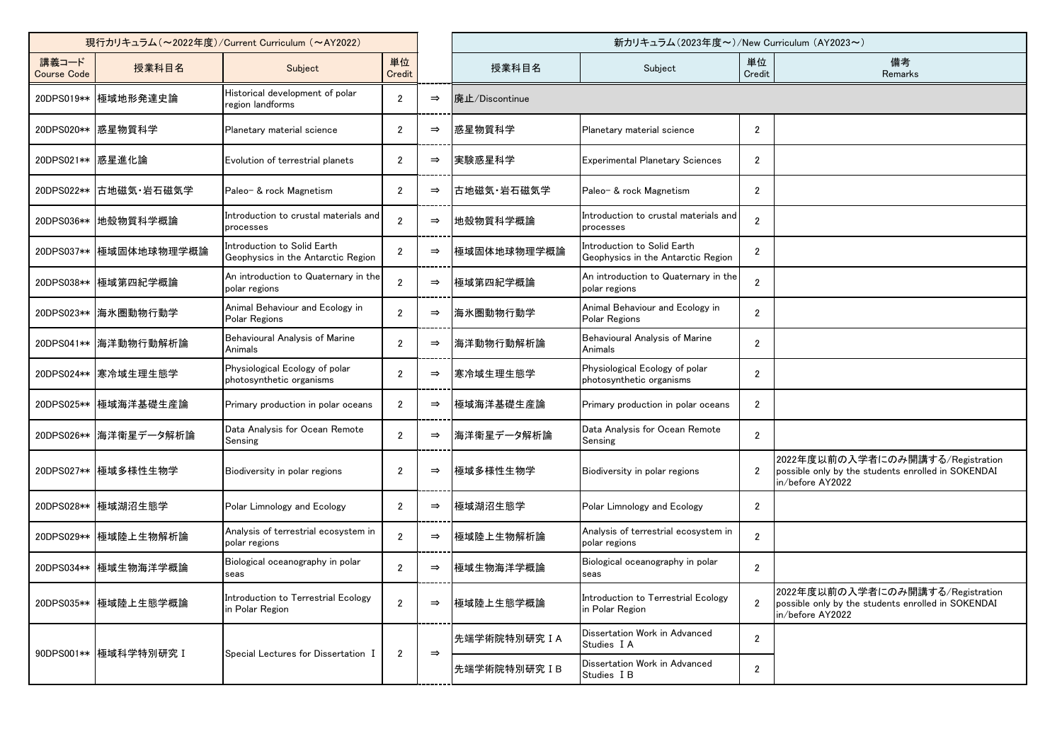| 現行カリキュラム（～2022年度）/Current Curriculum （～AY2022） | | | | | 新カリキュラム（2023年度～）/New Curriculum （AY2023～） | | | |
|---|---|---|---|---|---|---|---|---|
| 講義コード Course Code | 授業科目名 | Subject | 単位 Credit | | 授業科目名 | Subject | 単位 Credit | 備考 Remarks |
| 20DPS019** | 極域地形発達史論 | Historical development of polar region landforms | 2 | ⇒ | 廃止/Discontinue | | | |
| 20DPS020** | 惑星物質科学 | Planetary material science | 2 | ⇒ | 惑星物質科学 | Planetary material science | 2 | |
| 20DPS021** | 惑星進化論 | Evolution of terrestrial planets | 2 | ⇒ | 実験惑星科学 | Experimental Planetary Sciences | 2 | |
| 20DPS022** | 古地磁気・岩石磁気学 | Paleo- & rock Magnetism | 2 | ⇒ | 古地磁気・岩石磁気学 | Paleo- & rock Magnetism | 2 | |
| 20DPS036** | 地殻物質科学概論 | Introduction to crustal materials and processes | 2 | ⇒ | 地殻物質科学概論 | Introduction to crustal materials and processes | 2 | |
| 20DPS037** | 極域固体地球物理学概論 | Introduction to Solid Earth Geophysics in the Antarctic Region | 2 | ⇒ | 極域固体地球物理学概論 | Introduction to Solid Earth Geophysics in the Antarctic Region | 2 | |
| 20DPS038** | 極域第四紀学概論 | An introduction to Quaternary in the polar regions | 2 | ⇒ | 極域第四紀学概論 | An introduction to Quaternary in the polar regions | 2 | |
| 20DPS023** | 海氷圏動物行動学 | Animal Behaviour and Ecology in Polar Regions | 2 | ⇒ | 海氷圏動物行動学 | Animal Behaviour and Ecology in Polar Regions | 2 | |
| 20DPS041** | 海洋動物行動解析論 | Behavioural Analysis of Marine Animals | 2 | ⇒ | 海洋動物行動解析論 | Behavioural Analysis of Marine Animals | 2 | |
| 20DPS024** | 寒冷域生理生態学 | Physiological Ecology of polar photosynthetic organisms | 2 | ⇒ | 寒冷域生理生態学 | Physiological Ecology of polar photosynthetic organisms | 2 | |
| 20DPS025** | 極域海洋基礎生産論 | Primary production in polar oceans | 2 | ⇒ | 極域海洋基礎生産論 | Primary production in polar oceans | 2 | |
| 20DPS026** | 海洋衛星データ解析論 | Data Analysis for Ocean Remote Sensing | 2 | ⇒ | 海洋衛星データ解析論 | Data Analysis for Ocean Remote Sensing | 2 | |
| 20DPS027** | 極域多様性生物学 | Biodiversity in polar regions | 2 | ⇒ | 極域多様性生物学 | Biodiversity in polar regions | 2 | 2022年度以前の入学者にのみ開講する/Registration possible only by the students enrolled in SOKENDAI in/before AY2022 |
| 20DPS028** | 極域湖沼生態学 | Polar Limnology and Ecology | 2 | ⇒ | 極域湖沼生態学 | Polar Limnology and Ecology | 2 | |
| 20DPS029** | 極域陸上生物解析論 | Analysis of terrestrial ecosystem in polar regions | 2 | ⇒ | 極域陸上生物解析論 | Analysis of terrestrial ecosystem in polar regions | 2 | |
| 20DPS034** | 極域生物海洋学概論 | Biological oceanography in polar seas | 2 | ⇒ | 極域生物海洋学概論 | Biological oceanography in polar seas | 2 | |
| 20DPS035** | 極域陸上生態学概論 | Introduction to Terrestrial Ecology in Polar Region | 2 | ⇒ | 極域陸上生態学概論 | Introduction to Terrestrial Ecology in Polar Region | 2 | 2022年度以前の入学者にのみ開講する/Registration possible only by the students enrolled in SOKENDAI in/before AY2022 |
| 90DPS001** | 極域科学特別研究Ⅰ | Special Lectures for Dissertation Ⅰ | 2 | ⇒ | 先端学術院特別研究ⅠA | Dissertation Work in Advanced Studies ⅠA | 2 | |
| | | | | | 先端学術院特別研究ⅠB | Dissertation Work in Advanced Studies ⅠB | 2 | |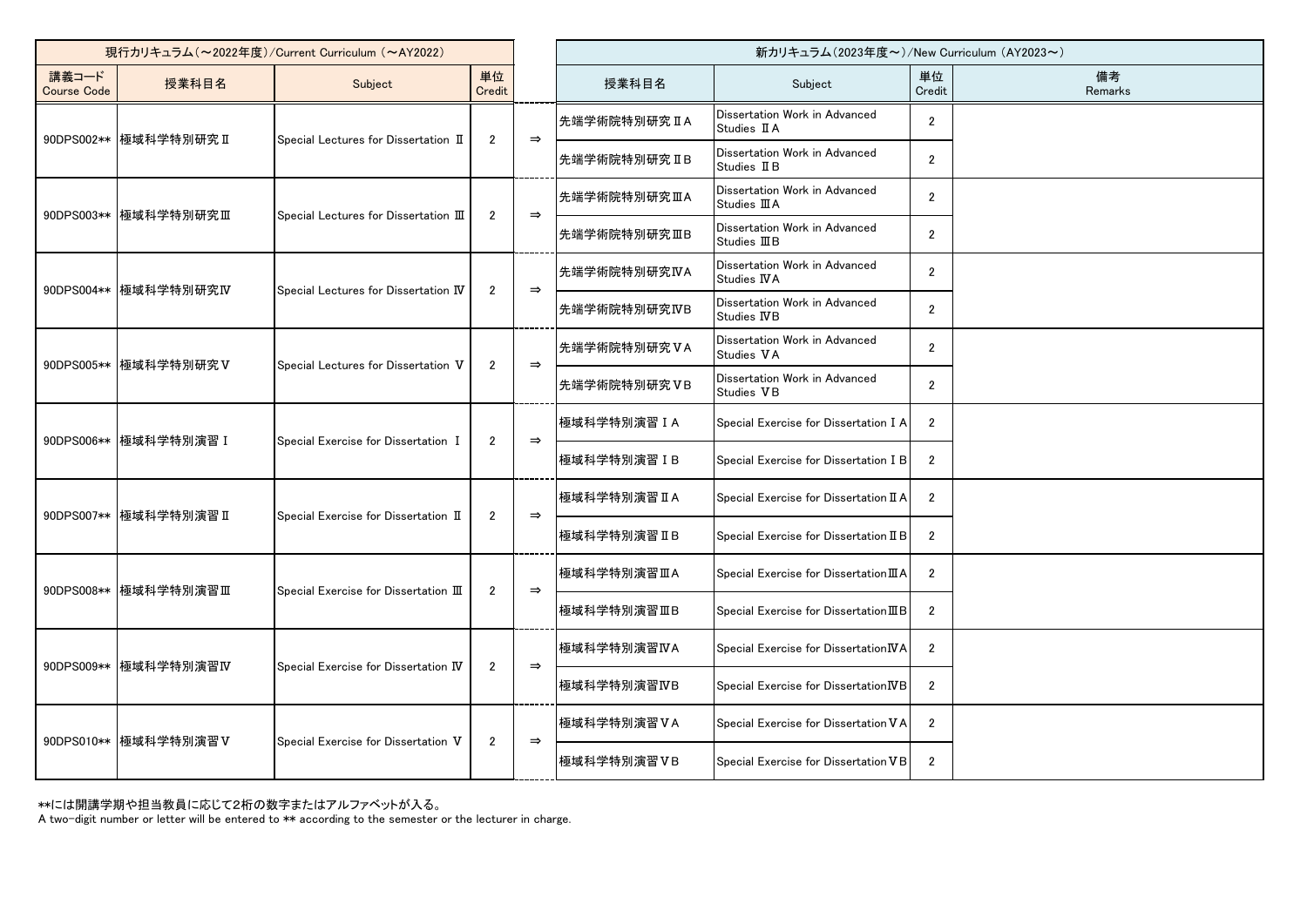| 現行カリキュラム（～2022年度）/Current Curriculum（～AY2022） | | | | | 新カリキュラム（2023年度～）/New Curriculum（AY2023～） | | | |
|---|---|---|---|---|---|---|---|---|
| 講義コード Course Code | 授業科目名 | Subject | 単位 Credit | | 授業科目名 | Subject | 単位 Credit | 備考 Remarks |
| 90DPS002** | 極域科学特別研究Ⅱ | Special Lectures for Dissertation Ⅱ | 2 | ⇒ | 先端学術院特別研究ⅡA | Dissertation Work in Advanced Studies ⅡA | 2 | |
| | | | | | 先端学術院特別研究ⅡB | Dissertation Work in Advanced Studies ⅡB | 2 | |
| 90DPS003** | 極域科学特別研究Ⅲ | Special Lectures for Dissertation Ⅲ | 2 | ⇒ | 先端学術院特別研究ⅢA | Dissertation Work in Advanced Studies ⅢA | 2 | |
| | | | | | 先端学術院特別研究ⅢB | Dissertation Work in Advanced Studies ⅢB | 2 | |
| 90DPS004** | 極域科学特別研究Ⅳ | Special Lectures for Dissertation Ⅳ | 2 | ⇒ | 先端学術院特別研究ⅣA | Dissertation Work in Advanced Studies ⅣA | 2 | |
| | | | | | 先端学術院特別研究ⅣB | Dissertation Work in Advanced Studies ⅣB | 2 | |
| 90DPS005** | 極域科学特別研究Ⅴ | Special Lectures for Dissertation Ⅴ | 2 | ⇒ | 先端学術院特別研究ⅤA | Dissertation Work in Advanced Studies ⅤA | 2 | |
| | | | | | 先端学術院特別研究ⅤB | Dissertation Work in Advanced Studies ⅤB | 2 | |
| 90DPS006** | 極域科学特別演習Ⅰ | Special Exercise for Dissertation Ⅰ | 2 | ⇒ | 極域科学特別演習ⅠA | Special Exercise for Dissertation ⅠA | 2 | |
| | | | | | 極域科学特別演習ⅠB | Special Exercise for Dissertation ⅠB | 2 | |
| 90DPS007** | 極域科学特別演習Ⅱ | Special Exercise for Dissertation Ⅱ | 2 | ⇒ | 極域科学特別演習ⅡA | Special Exercise for Dissertation ⅡA | 2 | |
| | | | | | 極域科学特別演習ⅡB | Special Exercise for Dissertation ⅡB | 2 | |
| 90DPS008** | 極域科学特別演習Ⅲ | Special Exercise for Dissertation Ⅲ | 2 | ⇒ | 極域科学特別演習ⅢA | Special Exercise for Dissertation ⅢA | 2 | |
| | | | | | 極域科学特別演習ⅢB | Special Exercise for Dissertation ⅢB | 2 | |
| 90DPS009** | 極域科学特別演習Ⅳ | Special Exercise for Dissertation Ⅳ | 2 | ⇒ | 極域科学特別演習ⅣA | Special Exercise for Dissertation ⅣA | 2 | |
| | | | | | 極域科学特別演習ⅣB | Special Exercise for Dissertation ⅣB | 2 | |
| 90DPS010** | 極域科学特別演習Ⅴ | Special Exercise for Dissertation Ⅴ | 2 | ⇒ | 極域科学特別演習ⅤA | Special Exercise for Dissertation ⅤA | 2 | |
| | | | | | 極域科学特別演習ⅤB | Special Exercise for Dissertation ⅤB | 2 | |

**には開講学期や担当教員に応じて2桁の数字またはアルファベットが入る。
A two-digit number or letter will be entered to ** according to the semester or the lecturer in charge.